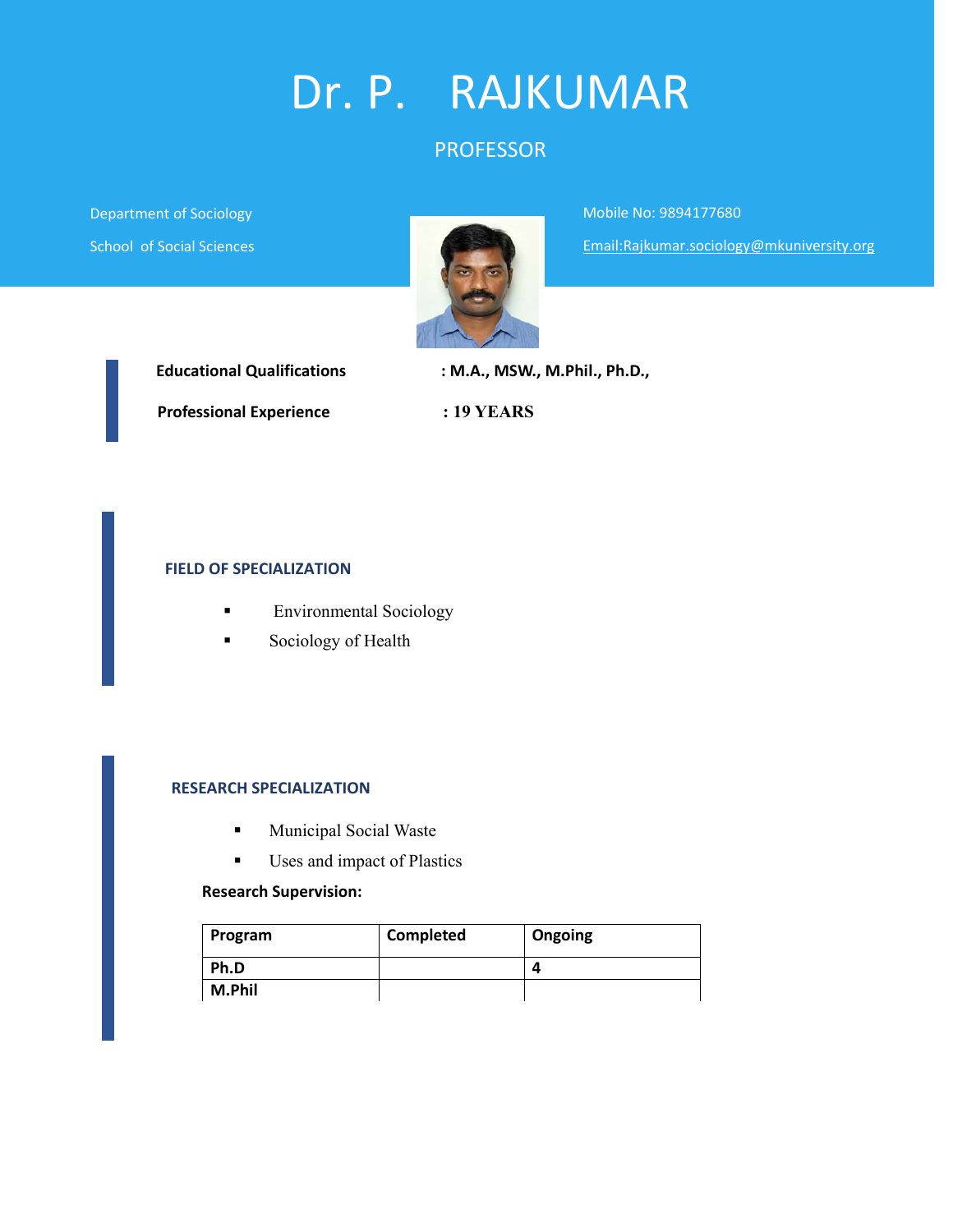# Dr. P. RAJKUMAR

## PROFESSOR

Department of Sociology

School of Social Sciences

Mobile No: 9894177680

Email:Rajkumar.sociology@mkuniversity.org

**Educational Qualifications** : **M.A., MSW., M.Phil., Ph.D.,**

**Professional Experience** : **19 YEARS**

### FIELD OF SPECIALIZATION

- Environmental Sociology
- Sociology of Health

### RESEARCH SPECIALIZATION

- Municipal Social Waste
- Uses and impact of Plastics

**Research Supervision:**

| Program | Completed | Ongoing |
|---|---|---|
| Ph.D | | 4 |
| M.Phil | | |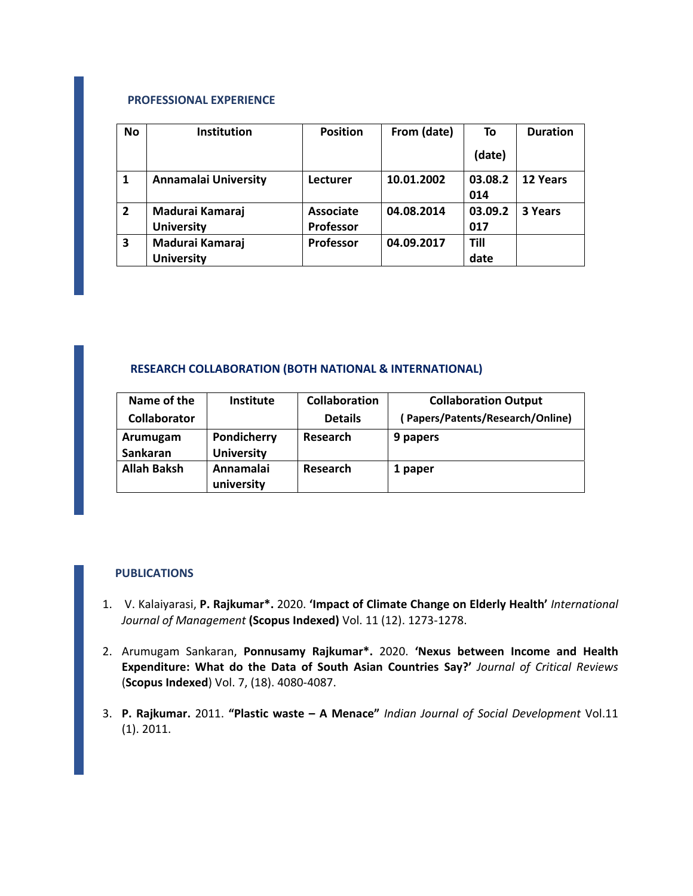## PROFESSIONAL EXPERIENCE

| No | Institution | Position | From (date) | To (date) | Duration |
|---|---|---|---|---|---|
| 1 | Annamalai University | Lecturer | 10.01.2002 | 03.08.2014 | 12 Years |
| 2 | Madurai Kamaraj University | Associate Professor | 04.08.2014 | 03.09.2017 | 3 Years |
| 3 | Madurai Kamaraj University | Professor | 04.09.2017 | Till date | |

## RESEARCH COLLABORATION (BOTH NATIONAL & INTERNATIONAL)

| Name of the Collaborator | Institute | Collaboration Details | Collaboration Output ( Papers/Patents/Research/Online) |
|---|---|---|---|
| Arumugam Sankaran | Pondicherry University | Research | 9 papers |
| Allah Baksh | Annamalai university | Research | 1 paper |

## PUBLICATIONS

1. V. Kalaiyarasi, **P. Rajkumar*.** 2020. **'Impact of Climate Change on Elderly Health'** *International Journal of Management* **(Scopus Indexed)** Vol. 11 (12). 1273-1278.

2. Arumugam Sankaran, **Ponnusamy Rajkumar*.** 2020. **'Nexus between Income and Health Expenditure: What do the Data of South Asian Countries Say?'** *Journal of Critical Reviews* (**Scopus Indexed**) Vol. 7, (18). 4080-4087.

3. **P. Rajkumar.** 2011. **"Plastic waste – A Menace"** *Indian Journal of Social Development* Vol.11 (1). 2011.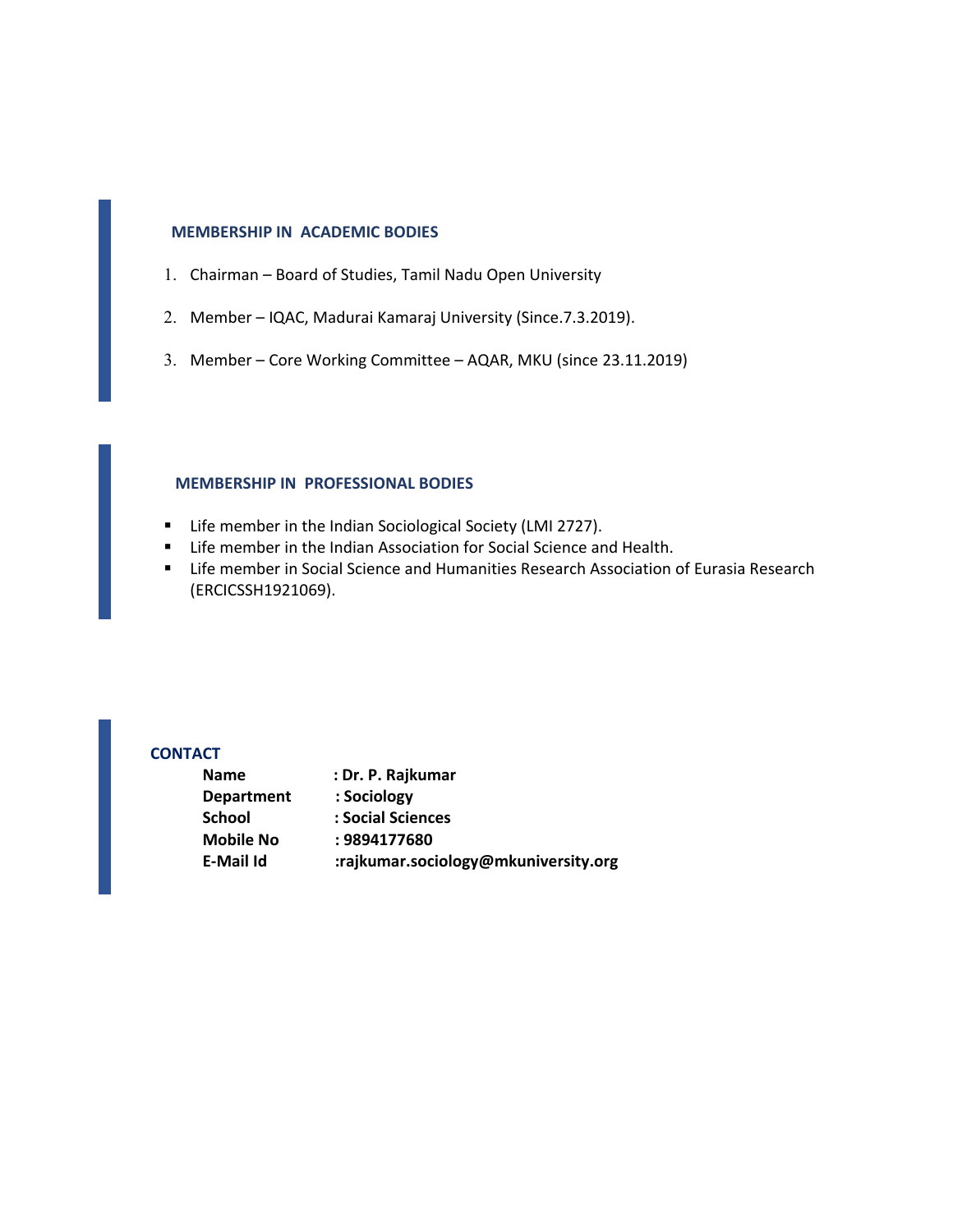## MEMBERSHIP IN ACADEMIC BODIES

1. Chairman – Board of Studies, Tamil Nadu Open University
2. Member – IQAC, Madurai Kamaraj University (Since.7.3.2019).
3. Member – Core Working Committee – AQAR, MKU (since 23.11.2019)

## MEMBERSHIP IN PROFESSIONAL BODIES

- Life member in the Indian Sociological Society (LMI 2727).
- Life member in the Indian Association for Social Science and Health.
- Life member in Social Science and Humanities Research Association of Eurasia Research (ERCICSSH1921069).

## CONTACT

| | |
|---|---|
| **Name** | **: Dr. P. Rajkumar** |
| **Department** | **: Sociology** |
| **School** | **: Social Sciences** |
| **Mobile No** | **: 9894177680** |
| **E-Mail Id** | **:rajkumar.sociology@mkuniversity.org** |